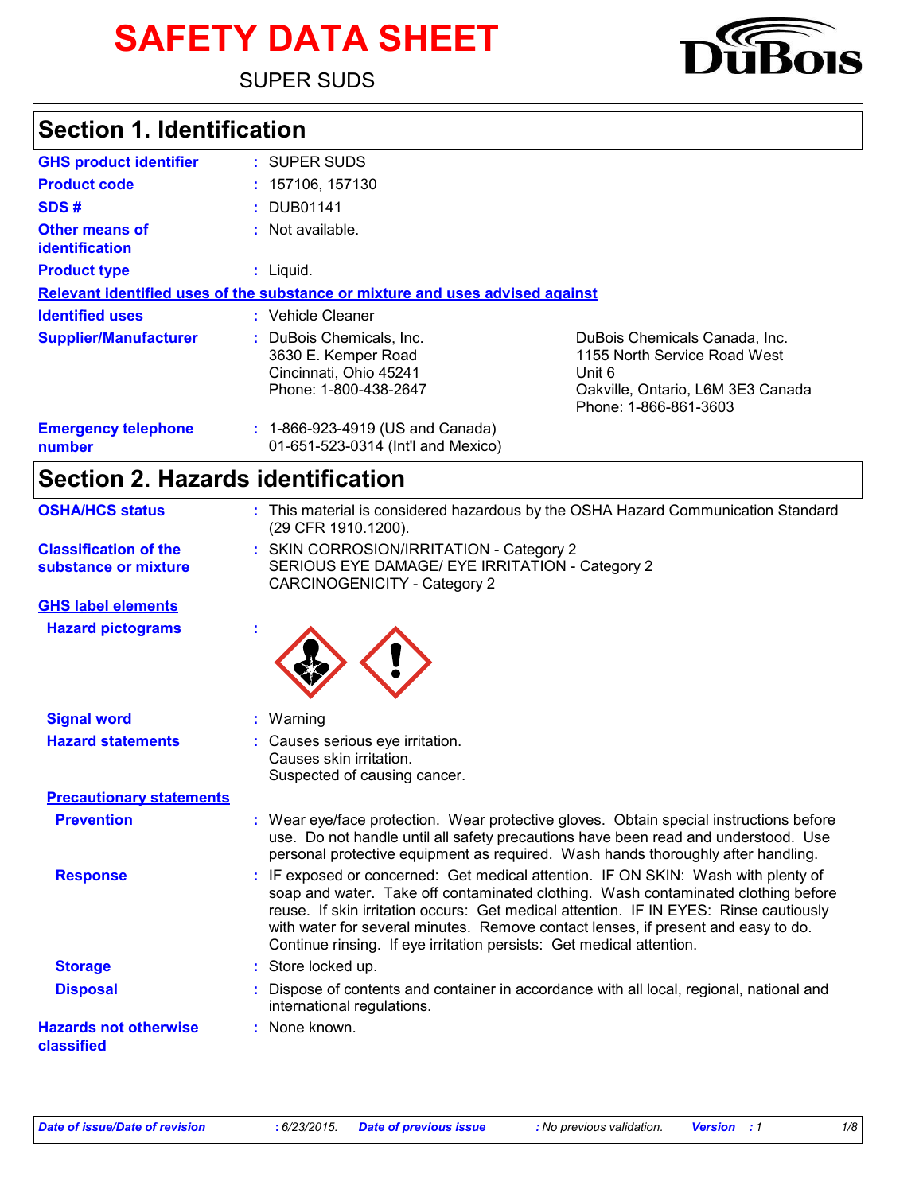# SAFETY DATA SHEET

SUPER SUDS

## Section 1. Identification

**GHS product identifier** : SUPER SUDS

**Product code** : 157106, 157130

**SDS #** : DUB01141

**Other means of identification** : Not available.

**Product type** : Liquid.

**Relevant identified uses of the substance or mixture and uses advised against**

**Identified uses** : Vehicle Cleaner

**Supplier/Manufacturer** :
DuBois Chemicals, Inc.
3630 E. Kemper Road
Cincinnati, Ohio 45241
Phone: 1-800-438-2647

DuBois Chemicals Canada, Inc.
1155 North Service Road West
Unit 6
Oakville, Ontario, L6M 3E3 Canada
Phone: 1-866-861-3603

**Emergency telephone number** : 1-866-923-4919 (US and Canada)
01-651-523-0314 (Int'l and Mexico)

## Section 2. Hazards identification

**OSHA/HCS status** : This material is considered hazardous by the OSHA Hazard Communication Standard (29 CFR 1910.1200).

**Classification of the substance or mixture** : SKIN CORROSION/IRRITATION - Category 2
SERIOUS EYE DAMAGE/ EYE IRRITATION - Category 2
CARCINOGENICITY - Category 2

**GHS label elements**

**Hazard pictograms** :

**Signal word** : Warning

**Hazard statements** : Causes serious eye irritation.
Causes skin irritation.
Suspected of causing cancer.

**Precautionary statements**

**Prevention** : Wear eye/face protection. Wear protective gloves. Obtain special instructions before use. Do not handle until all safety precautions have been read and understood. Use personal protective equipment as required. Wash hands thoroughly after handling.

**Response** : IF exposed or concerned: Get medical attention. IF ON SKIN: Wash with plenty of soap and water. Take off contaminated clothing. Wash contaminated clothing before reuse. If skin irritation occurs: Get medical attention. IF IN EYES: Rinse cautiously with water for several minutes. Remove contact lenses, if present and easy to do. Continue rinsing. If eye irritation persists: Get medical attention.

**Storage** : Store locked up.

**Disposal** : Dispose of contents and container in accordance with all local, regional, national and international regulations.

**Hazards not otherwise classified** : None known.

*Date of issue/Date of revision* : 6/23/2015. *Date of previous issue* : No previous validation. *Version* : 1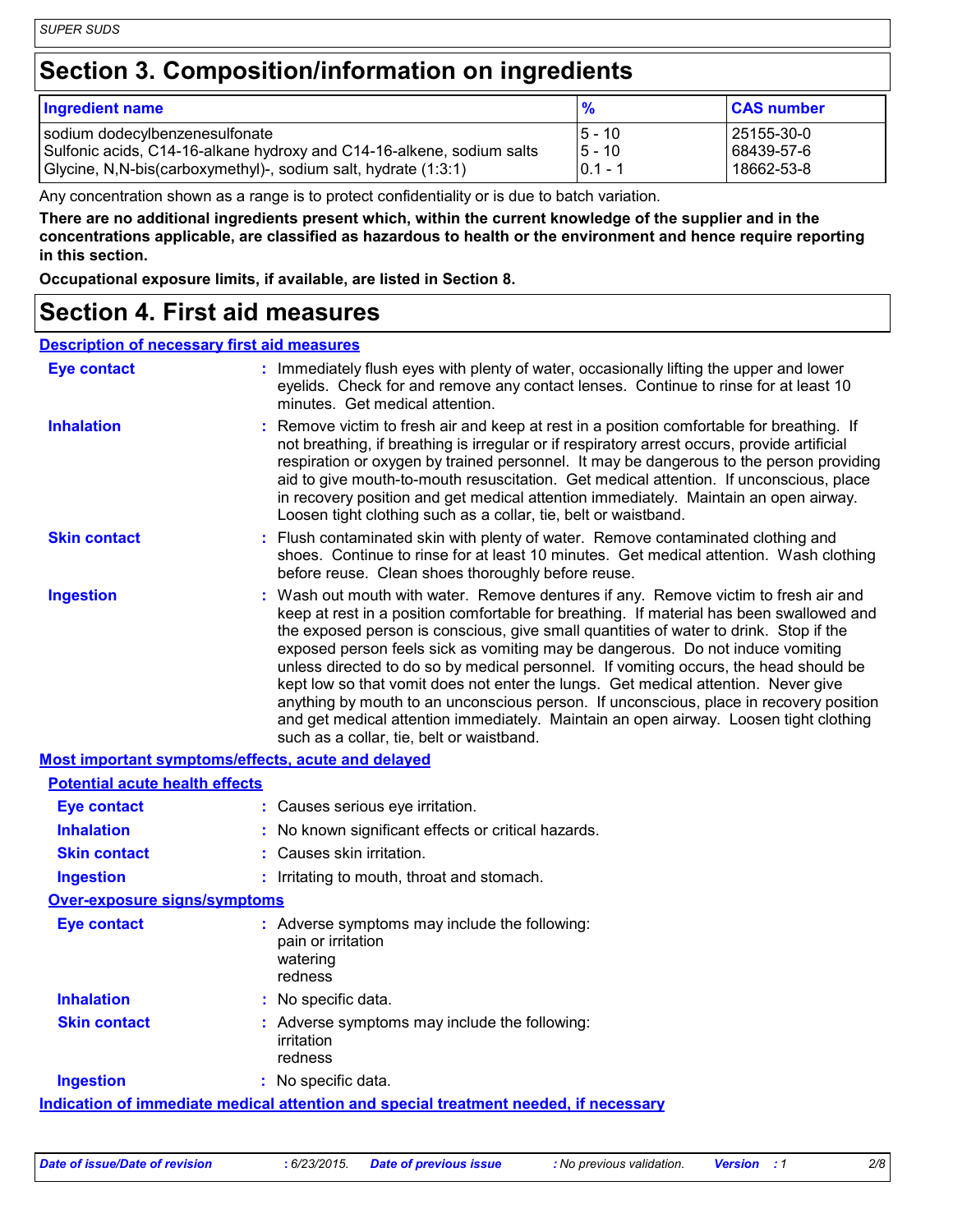# Section 3. Composition/information on ingredients

| Ingredient name | % | CAS number |
|---|---|---|
| sodium dodecylbenzenesulfonate | 5 - 10 | 25155-30-0 |
| Sulfonic acids, C14-16-alkane hydroxy and C14-16-alkene, sodium salts | 5 - 10 | 68439-57-6 |
| Glycine, N,N-bis(carboxymethyl)-, sodium salt, hydrate (1:3:1) | 0.1 - 1 | 18662-53-8 |

Any concentration shown as a range is to protect confidentiality or is due to batch variation.

**There are no additional ingredients present which, within the current knowledge of the supplier and in the concentrations applicable, are classified as hazardous to health or the environment and hence require reporting in this section.**

**Occupational exposure limits, if available, are listed in Section 8.**

# Section 4. First aid measures

**Description of necessary first aid measures**

**Eye contact** : Immediately flush eyes with plenty of water, occasionally lifting the upper and lower eyelids. Check for and remove any contact lenses. Continue to rinse for at least 10 minutes. Get medical attention.

**Inhalation** : Remove victim to fresh air and keep at rest in a position comfortable for breathing. If not breathing, if breathing is irregular or if respiratory arrest occurs, provide artificial respiration or oxygen by trained personnel. It may be dangerous to the person providing aid to give mouth-to-mouth resuscitation. Get medical attention. If unconscious, place in recovery position and get medical attention immediately. Maintain an open airway. Loosen tight clothing such as a collar, tie, belt or waistband.

**Skin contact** : Flush contaminated skin with plenty of water. Remove contaminated clothing and shoes. Continue to rinse for at least 10 minutes. Get medical attention. Wash clothing before reuse. Clean shoes thoroughly before reuse.

**Ingestion** : Wash out mouth with water. Remove dentures if any. Remove victim to fresh air and keep at rest in a position comfortable for breathing. If material has been swallowed and the exposed person is conscious, give small quantities of water to drink. Stop if the exposed person feels sick as vomiting may be dangerous. Do not induce vomiting unless directed to do so by medical personnel. If vomiting occurs, the head should be kept low so that vomit does not enter the lungs. Get medical attention. Never give anything by mouth to an unconscious person. If unconscious, place in recovery position and get medical attention immediately. Maintain an open airway. Loosen tight clothing such as a collar, tie, belt or waistband.

**Most important symptoms/effects, acute and delayed**

**Potential acute health effects**

**Eye contact** : Causes serious eye irritation.

**Inhalation** : No known significant effects or critical hazards.

**Skin contact** : Causes skin irritation.

**Ingestion** : Irritating to mouth, throat and stomach.

**Over-exposure signs/symptoms**

**Eye contact** : Adverse symptoms may include the following:
pain or irritation
watering
redness

**Inhalation** : No specific data.

**Skin contact** : Adverse symptoms may include the following:
irritation
redness

**Ingestion** : No specific data.

**Indication of immediate medical attention and special treatment needed, if necessary**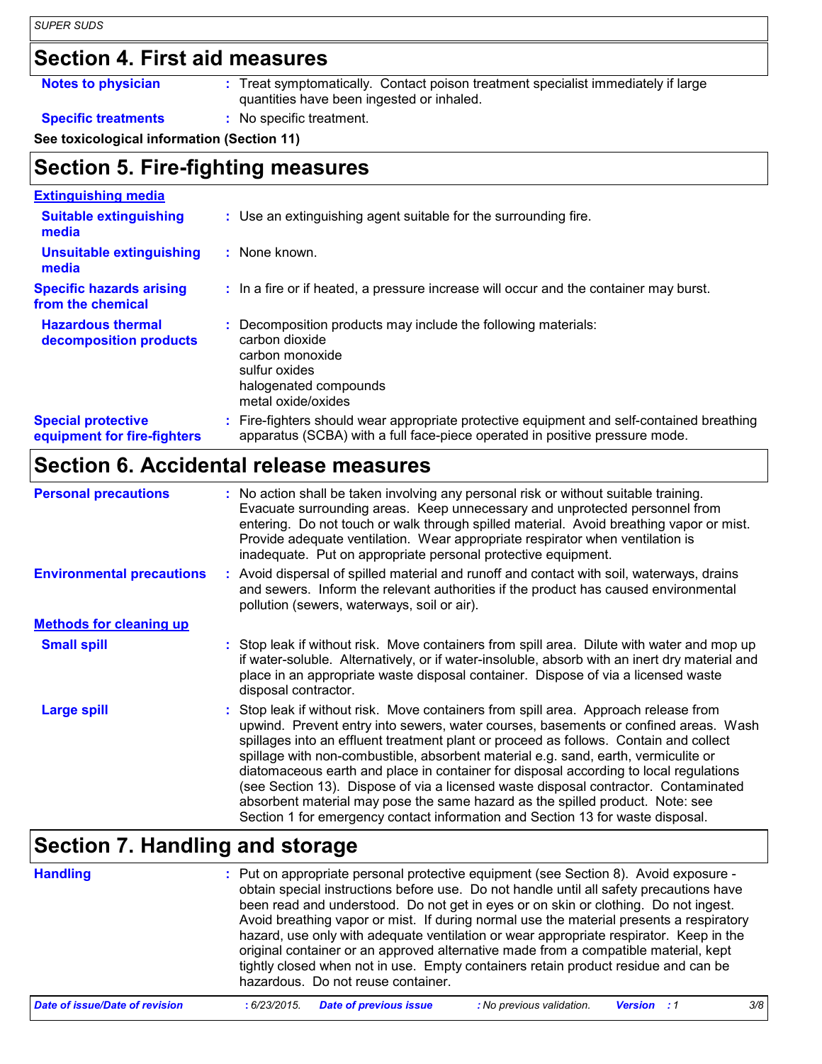## Section 4. First aid measures

**Notes to physician** : Treat symptomatically. Contact poison treatment specialist immediately if large quantities have been ingested or inhaled.

**Specific treatments** : No specific treatment.

**See toxicological information (Section 11)**

## Section 5. Fire-fighting measures

**Extinguishing media**

**Suitable extinguishing media** : Use an extinguishing agent suitable for the surrounding fire.

**Unsuitable extinguishing media** : None known.

**Specific hazards arising from the chemical** : In a fire or if heated, a pressure increase will occur and the container may burst.

**Hazardous thermal decomposition products** : Decomposition products may include the following materials:
carbon dioxide
carbon monoxide
sulfur oxides
halogenated compounds
metal oxide/oxides

**Special protective equipment for fire-fighters** : Fire-fighters should wear appropriate protective equipment and self-contained breathing apparatus (SCBA) with a full face-piece operated in positive pressure mode.

## Section 6. Accidental release measures

**Personal precautions** : No action shall be taken involving any personal risk or without suitable training. Evacuate surrounding areas. Keep unnecessary and unprotected personnel from entering. Do not touch or walk through spilled material. Avoid breathing vapor or mist. Provide adequate ventilation. Wear appropriate respirator when ventilation is inadequate. Put on appropriate personal protective equipment.

**Environmental precautions** : Avoid dispersal of spilled material and runoff and contact with soil, waterways, drains and sewers. Inform the relevant authorities if the product has caused environmental pollution (sewers, waterways, soil or air).

**Methods for cleaning up**

**Small spill** : Stop leak if without risk. Move containers from spill area. Dilute with water and mop up if water-soluble. Alternatively, or if water-insoluble, absorb with an inert dry material and place in an appropriate waste disposal container. Dispose of via a licensed waste disposal contractor.

**Large spill** : Stop leak if without risk. Move containers from spill area. Approach release from upwind. Prevent entry into sewers, water courses, basements or confined areas. Wash spillages into an effluent treatment plant or proceed as follows. Contain and collect spillage with non-combustible, absorbent material e.g. sand, earth, vermiculite or diatomaceous earth and place in container for disposal according to local regulations (see Section 13). Dispose of via a licensed waste disposal contractor. Contaminated absorbent material may pose the same hazard as the spilled product. Note: see Section 1 for emergency contact information and Section 13 for waste disposal.

## Section 7. Handling and storage

**Handling** : Put on appropriate personal protective equipment (see Section 8). Avoid exposure - obtain special instructions before use. Do not handle until all safety precautions have been read and understood. Do not get in eyes or on skin or clothing. Do not ingest. Avoid breathing vapor or mist. If during normal use the material presents a respiratory hazard, use only with adequate ventilation or wear appropriate respirator. Keep in the original container or an approved alternative made from a compatible material, kept tightly closed when not in use. Empty containers retain product residue and can be hazardous. Do not reuse container.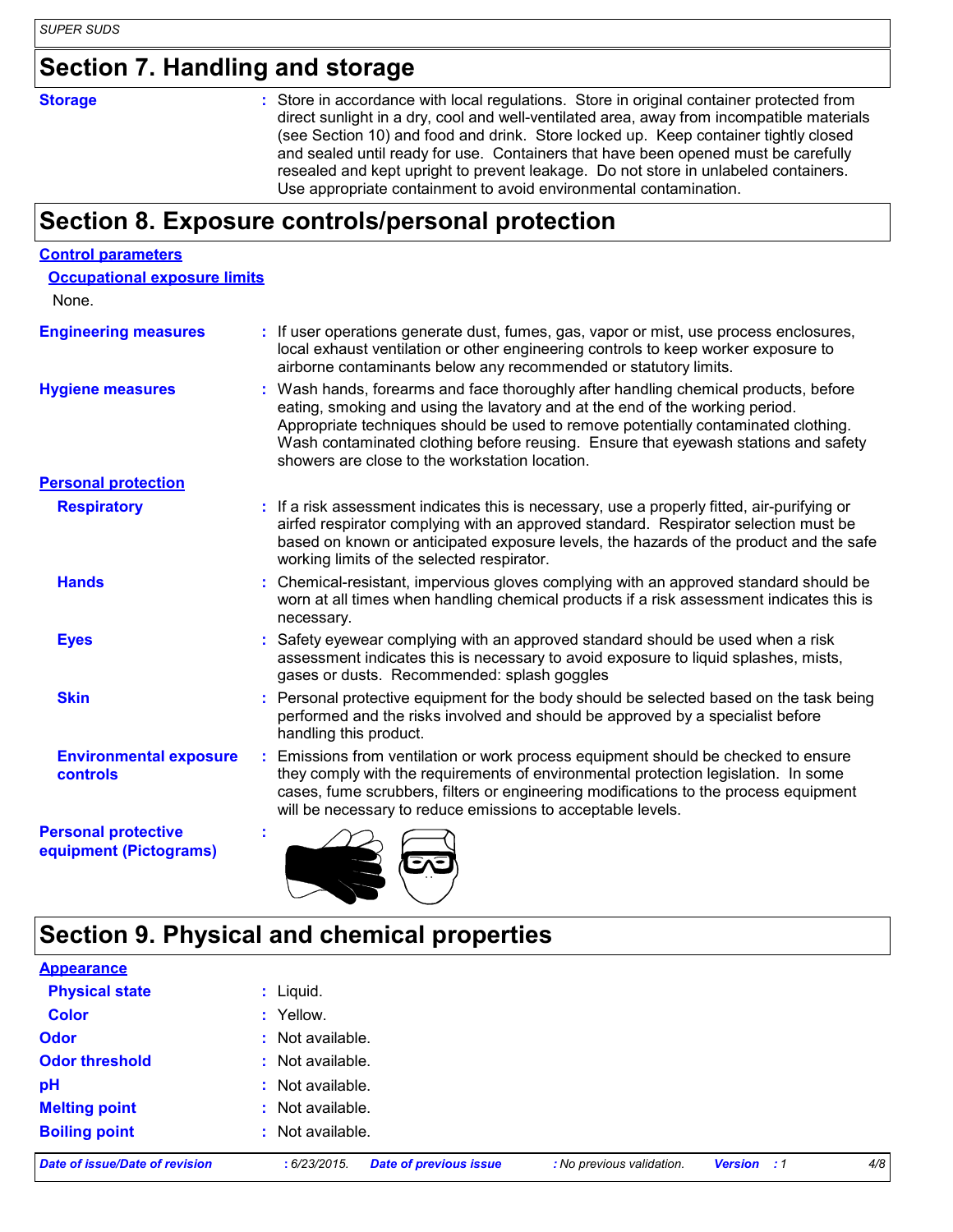## Section 7. Handling and storage

**Storage** : Store in accordance with local regulations. Store in original container protected from direct sunlight in a dry, cool and well-ventilated area, away from incompatible materials (see Section 10) and food and drink. Store locked up. Keep container tightly closed and sealed until ready for use. Containers that have been opened must be carefully resealed and kept upright to prevent leakage. Do not store in unlabeled containers. Use appropriate containment to avoid environmental contamination.

## Section 8. Exposure controls/personal protection

**Control parameters**

**Occupational exposure limits**

None.

**Engineering measures** : If user operations generate dust, fumes, gas, vapor or mist, use process enclosures, local exhaust ventilation or other engineering controls to keep worker exposure to airborne contaminants below any recommended or statutory limits.

**Hygiene measures** : Wash hands, forearms and face thoroughly after handling chemical products, before eating, smoking and using the lavatory and at the end of the working period. Appropriate techniques should be used to remove potentially contaminated clothing. Wash contaminated clothing before reusing. Ensure that eyewash stations and safety showers are close to the workstation location.

**Personal protection**

**Respiratory** : If a risk assessment indicates this is necessary, use a properly fitted, air-purifying or airfed respirator complying with an approved standard. Respirator selection must be based on known or anticipated exposure levels, the hazards of the product and the safe working limits of the selected respirator.

**Hands** : Chemical-resistant, impervious gloves complying with an approved standard should be worn at all times when handling chemical products if a risk assessment indicates this is necessary.

**Eyes** : Safety eyewear complying with an approved standard should be used when a risk assessment indicates this is necessary to avoid exposure to liquid splashes, mists, gases or dusts. Recommended: splash goggles

**Skin** : Personal protective equipment for the body should be selected based on the task being performed and the risks involved and should be approved by a specialist before handling this product.

**Environmental exposure controls** : Emissions from ventilation or work process equipment should be checked to ensure they comply with the requirements of environmental protection legislation. In some cases, fume scrubbers, filters or engineering modifications to the process equipment will be necessary to reduce emissions to acceptable levels.

**Personal protective equipment (Pictograms)** :

## Section 9. Physical and chemical properties

**Appearance**

**Physical state** : Liquid.

**Color** : Yellow.

**Odor** : Not available.

**Odor threshold** : Not available.

**pH** : Not available.

**Melting point** : Not available.

**Boiling point** : Not available.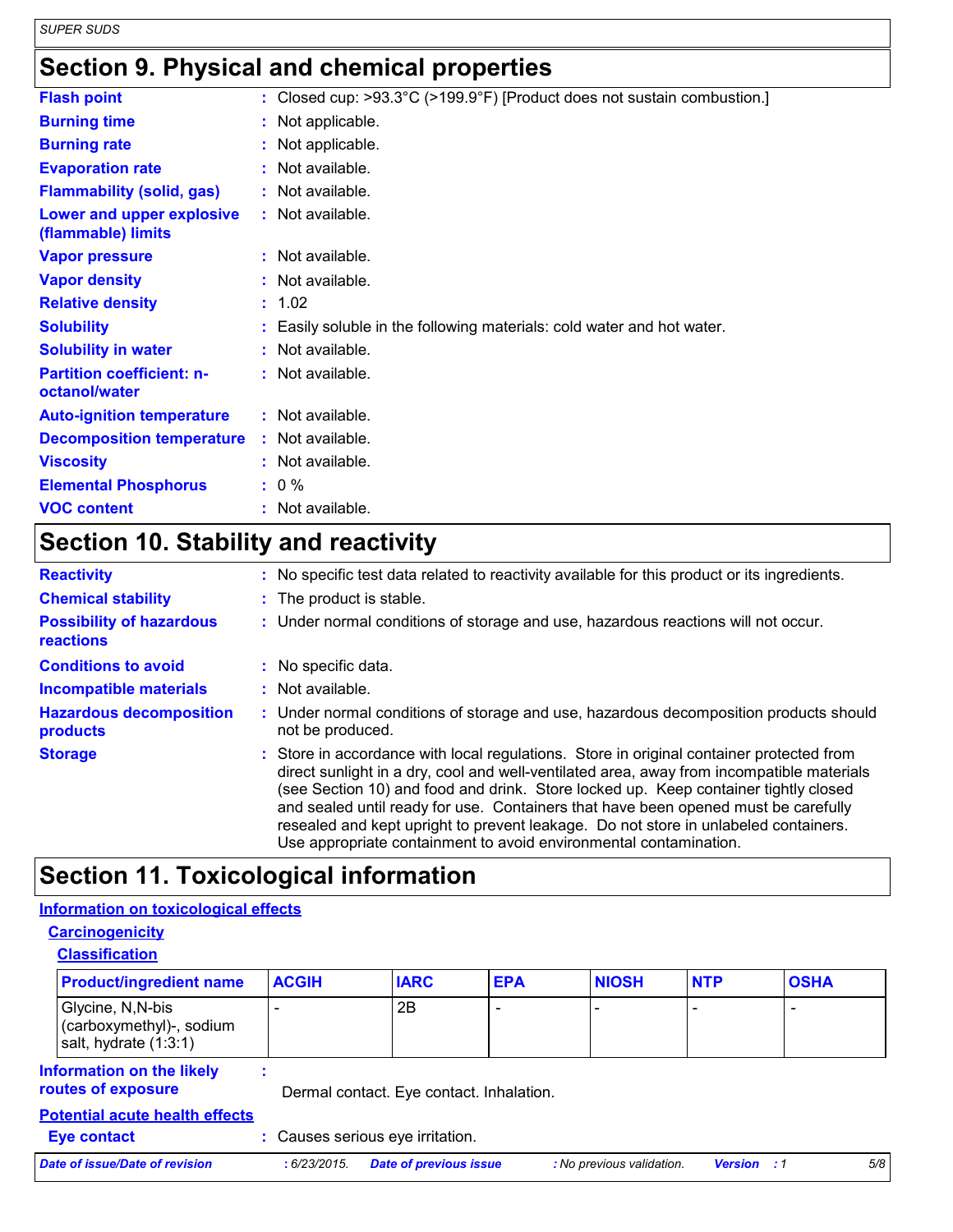## Section 9. Physical and chemical properties

| | | |
|---|---|---|
| **Flash point** | : | Closed cup: >93.3°C (>199.9°F) [Product does not sustain combustion.] |
| **Burning time** | : | Not applicable. |
| **Burning rate** | : | Not applicable. |
| **Evaporation rate** | : | Not available. |
| **Flammability (solid, gas)** | : | Not available. |
| **Lower and upper explosive (flammable) limits** | : | Not available. |
| **Vapor pressure** | : | Not available. |
| **Vapor density** | : | Not available. |
| **Relative density** | : | 1.02 |
| **Solubility** | : | Easily soluble in the following materials: cold water and hot water. |
| **Solubility in water** | : | Not available. |
| **Partition coefficient: n-octanol/water** | : | Not available. |
| **Auto-ignition temperature** | : | Not available. |
| **Decomposition temperature** | : | Not available. |
| **Viscosity** | : | Not available. |
| **Elemental Phosphorus** | : | 0 % |
| **VOC content** | : | Not available. |

## Section 10. Stability and reactivity

| | | |
|---|---|---|
| **Reactivity** | : | No specific test data related to reactivity available for this product or its ingredients. |
| **Chemical stability** | : | The product is stable. |
| **Possibility of hazardous reactions** | : | Under normal conditions of storage and use, hazardous reactions will not occur. |
| **Conditions to avoid** | : | No specific data. |
| **Incompatible materials** | : | Not available. |
| **Hazardous decomposition products** | : | Under normal conditions of storage and use, hazardous decomposition products should not be produced. |
| **Storage** | : | Store in accordance with local regulations. Store in original container protected from direct sunlight in a dry, cool and well-ventilated area, away from incompatible materials (see Section 10) and food and drink. Store locked up. Keep container tightly closed and sealed until ready for use. Containers that have been opened must be carefully resealed and kept upright to prevent leakage. Do not store in unlabeled containers. Use appropriate containment to avoid environmental contamination. |

## Section 11. Toxicological information

### Information on toxicological effects

#### Carcinogenicity

##### Classification

| Product/ingredient name | ACGIH | IARC | EPA | NIOSH | NTP | OSHA |
|---|---|---|---|---|---|---|
| Glycine, N,N-bis (carboxymethyl)-, sodium salt, hydrate (1:3:1) | - | 2B | - | - | - | - |

**Information on the likely routes of exposure** : Dermal contact. Eye contact. Inhalation.

**Potential acute health effects**

**Eye contact** : Causes serious eye irritation.

*Date of issue/Date of revision : 6/23/2015. Date of previous issue : No previous validation. Version : 1*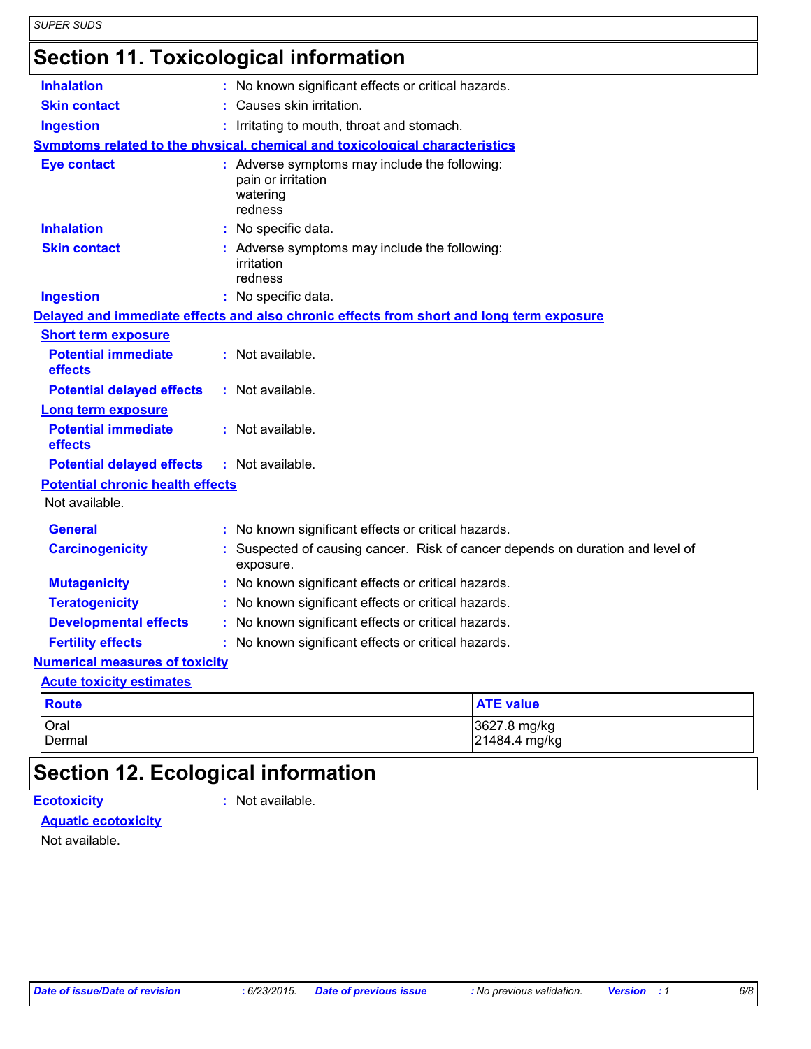# Section 11. Toxicological information

**Inhalation** : No known significant effects or critical hazards.

**Skin contact** : Causes skin irritation.

**Ingestion** : Irritating to mouth, throat and stomach.

**Symptoms related to the physical, chemical and toxicological characteristics**

**Eye contact** : Adverse symptoms may include the following:
pain or irritation
watering
redness

**Inhalation** : No specific data.

**Skin contact** : Adverse symptoms may include the following:
irritation
redness

**Ingestion** : No specific data.

**Delayed and immediate effects and also chronic effects from short and long term exposure**

**Short term exposure**

**Potential immediate effects** : Not available.

**Potential delayed effects** : Not available.

**Long term exposure**

**Potential immediate effects** : Not available.

**Potential delayed effects** : Not available.

**Potential chronic health effects**

Not available.

**General** : No known significant effects or critical hazards.

**Carcinogenicity** : Suspected of causing cancer. Risk of cancer depends on duration and level of exposure.

**Mutagenicity** : No known significant effects or critical hazards.

**Teratogenicity** : No known significant effects or critical hazards.

**Developmental effects** : No known significant effects or critical hazards.

**Fertility effects** : No known significant effects or critical hazards.

**Numerical measures of toxicity**

**Acute toxicity estimates**

| Route | ATE value |
|---|---|
| Oral | 3627.8 mg/kg |
| Dermal | 21484.4 mg/kg |

# Section 12. Ecological information

**Ecotoxicity** : Not available.

**Aquatic ecotoxicity**

Not available.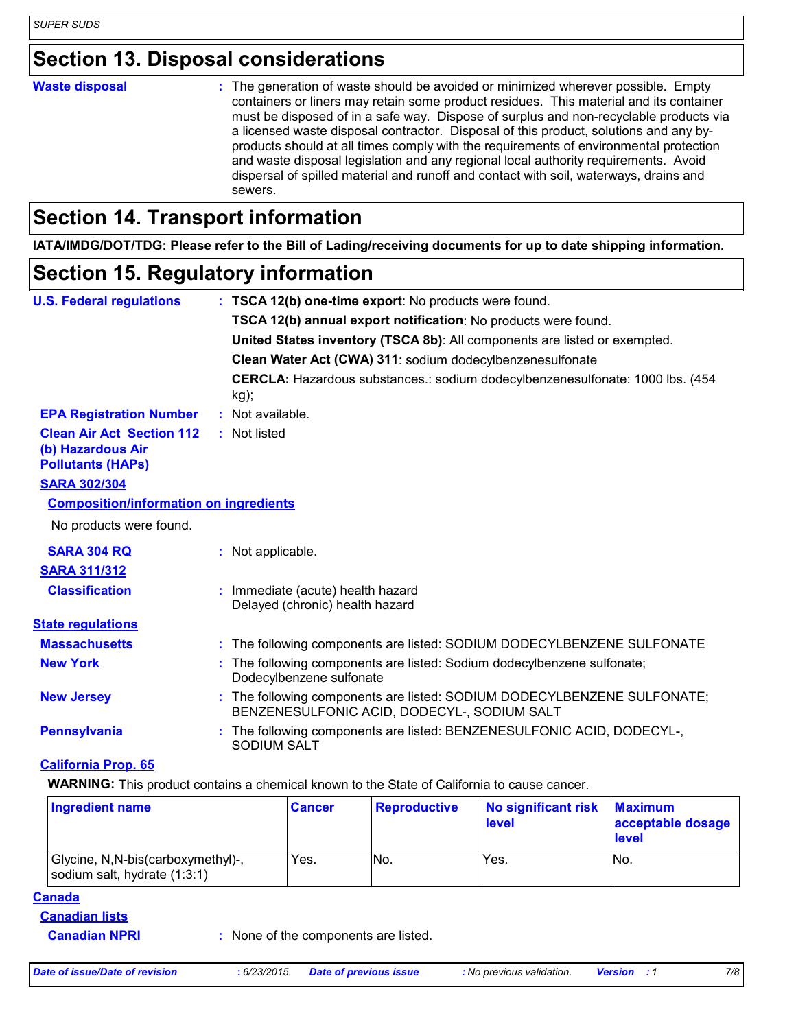## Section 13. Disposal considerations

**Waste disposal** : The generation of waste should be avoided or minimized wherever possible. Empty containers or liners may retain some product residues. This material and its container must be disposed of in a safe way. Dispose of surplus and non-recyclable products via a licensed waste disposal contractor. Disposal of this product, solutions and any by-products should at all times comply with the requirements of environmental protection and waste disposal legislation and any regional local authority requirements. Avoid dispersal of spilled material and runoff and contact with soil, waterways, drains and sewers.

## Section 14. Transport information

**IATA/IMDG/DOT/TDG: Please refer to the Bill of Lading/receiving documents for up to date shipping information.**

## Section 15. Regulatory information

**U.S. Federal regulations** : **TSCA 12(b) one-time export**: No products were found.

**TSCA 12(b) annual export notification**: No products were found.

**United States inventory (TSCA 8b)**: All components are listed or exempted.

**Clean Water Act (CWA) 311**: sodium dodecylbenzenesulfonate

**CERCLA:** Hazardous substances.: sodium dodecylbenzenesulfonate: 1000 lbs. (454 kg);

**EPA Registration Number** : Not available.

**Clean Air Act Section 112 (b) Hazardous Air Pollutants (HAPs)** : Not listed

**SARA 302/304**

**Composition/information on ingredients**

No products were found.

**SARA 304 RQ** : Not applicable.

**SARA 311/312**

**Classification** : Immediate (acute) health hazard
Delayed (chronic) health hazard

**State regulations**

**Massachusetts** : The following components are listed: SODIUM DODECYLBENZENE SULFONATE

**New York** : The following components are listed: Sodium dodecylbenzene sulfonate; Dodecylbenzene sulfonate

**New Jersey** : The following components are listed: SODIUM DODECYLBENZENE SULFONATE; BENZENESULFONIC ACID, DODECYL-, SODIUM SALT

**Pennsylvania** : The following components are listed: BENZENESULFONIC ACID, DODECYL-, SODIUM SALT

**California Prop. 65**

**WARNING:** This product contains a chemical known to the State of California to cause cancer.

| Ingredient name | Cancer | Reproductive | No significant risk level | Maximum acceptable dosage level |
|---|---|---|---|---|
| Glycine, N,N-bis(carboxymethyl)-, sodium salt, hydrate (1:3:1) | Yes. | No. | Yes. | No. |

**Canada**

**Canadian lists**

**Canadian NPRI** : None of the components are listed.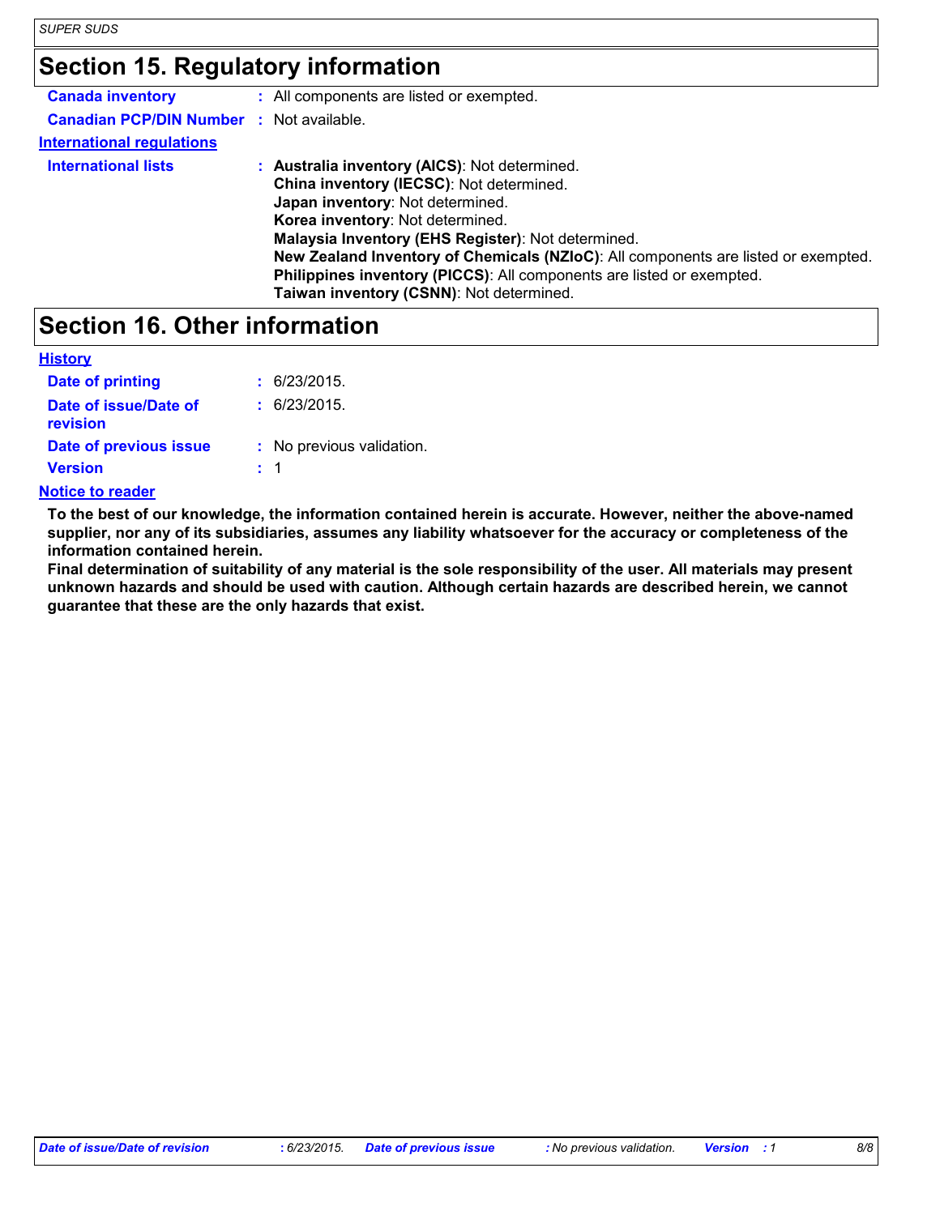## Section 15. Regulatory information

**Canada inventory** : All components are listed or exempted.

**Canadian PCP/DIN Number** : Not available.

**International regulations**

**International lists** :
**Australia inventory (AICS)**: Not determined.
**China inventory (IECSC)**: Not determined.
**Japan inventory**: Not determined.
**Korea inventory**: Not determined.
**Malaysia Inventory (EHS Register)**: Not determined.
**New Zealand Inventory of Chemicals (NZIoC)**: All components are listed or exempted.
**Philippines inventory (PICCS)**: All components are listed or exempted.
**Taiwan inventory (CSNN)**: Not determined.

## Section 16. Other information

**History**

**Date of printing** : 6/23/2015.

**Date of issue/Date of revision** : 6/23/2015.

**Date of previous issue** : No previous validation.

**Version** : 1

**Notice to reader**

**To the best of our knowledge, the information contained herein is accurate. However, neither the above-named supplier, nor any of its subsidiaries, assumes any liability whatsoever for the accuracy or completeness of the information contained herein.**
**Final determination of suitability of any material is the sole responsibility of the user. All materials may present unknown hazards and should be used with caution. Although certain hazards are described herein, we cannot guarantee that these are the only hazards that exist.**